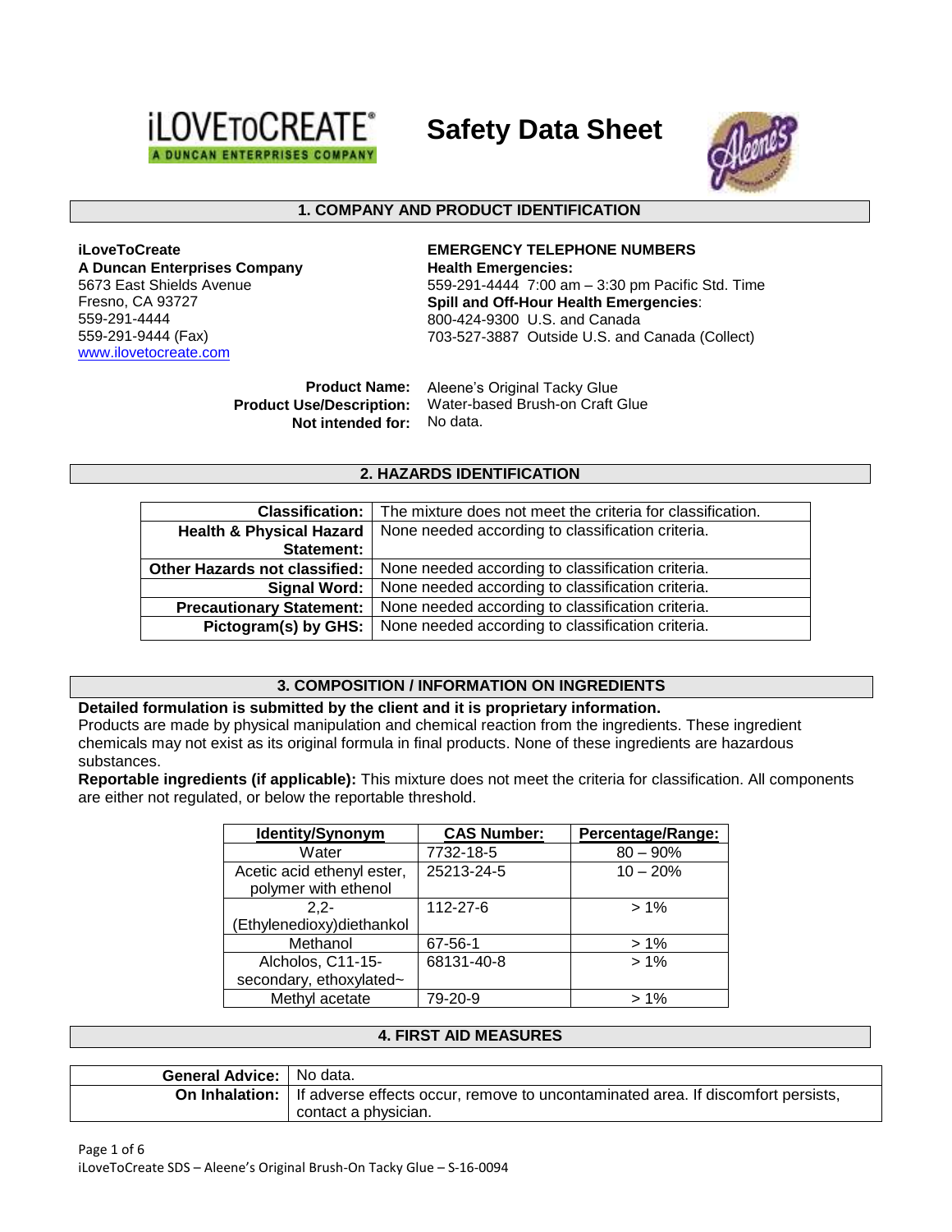iLOVETOCREATE
A DUNCAN ENTERPRISES COMPANY

# Safety Data Sheet

## 1. COMPANY AND PRODUCT IDENTIFICATION

**iLoveToCreate**
**A Duncan Enterprises Company**
5673 East Shields Avenue
Fresno, CA 93727
559-291-4444
559-291-9444 (Fax)
www.ilovetocreate.com

**EMERGENCY TELEPHONE NUMBERS**
**Health Emergencies:**
559-291-4444 7:00 am – 3:30 pm Pacific Std. Time
**Spill and Off-Hour Health Emergencies**:
800-424-9300 U.S. and Canada
703-527-3887 Outside U.S. and Canada (Collect)

**Product Name:** Aleene's Original Tacky Glue
**Product Use/Description:** Water-based Brush-on Craft Glue
**Not intended for:** No data.

## 2. HAZARDS IDENTIFICATION

| | |
|---|---|
| **Classification:** | The mixture does not meet the criteria for classification. |
| **Health & Physical Hazard Statement:** | None needed according to classification criteria. |
| **Other Hazards not classified:** | None needed according to classification criteria. |
| **Signal Word:** | None needed according to classification criteria. |
| **Precautionary Statement:** | None needed according to classification criteria. |
| **Pictogram(s) by GHS:** | None needed according to classification criteria. |

## 3. COMPOSITION / INFORMATION ON INGREDIENTS

**Detailed formulation is submitted by the client and it is proprietary information.**
Products are made by physical manipulation and chemical reaction from the ingredients. These ingredient chemicals may not exist as its original formula in final products. None of these ingredients are hazardous substances.
**Reportable ingredients (if applicable):** This mixture does not meet the criteria for classification. All components are either not regulated, or below the reportable threshold.

| Identity/Synonym | CAS Number: | Percentage/Range: |
|---|---|---|
| Water | 7732-18-5 | 80 – 90% |
| Acetic acid ethenyl ester, polymer with ethenol | 25213-24-5 | 10 – 20% |
| 2,2-(Ethylenedioxy)diethankol | 112-27-6 | > 1% |
| Methanol | 67-56-1 | > 1% |
| Alcholos, C11-15-secondary, ethoxylated~ | 68131-40-8 | > 1% |
| Methyl acetate | 79-20-9 | > 1% |

## 4. FIRST AID MEASURES

| | |
|---|---|
| **General Advice:** | No data. |
| **On Inhalation:** | If adverse effects occur, remove to uncontaminated area. If discomfort persists, contact a physician. |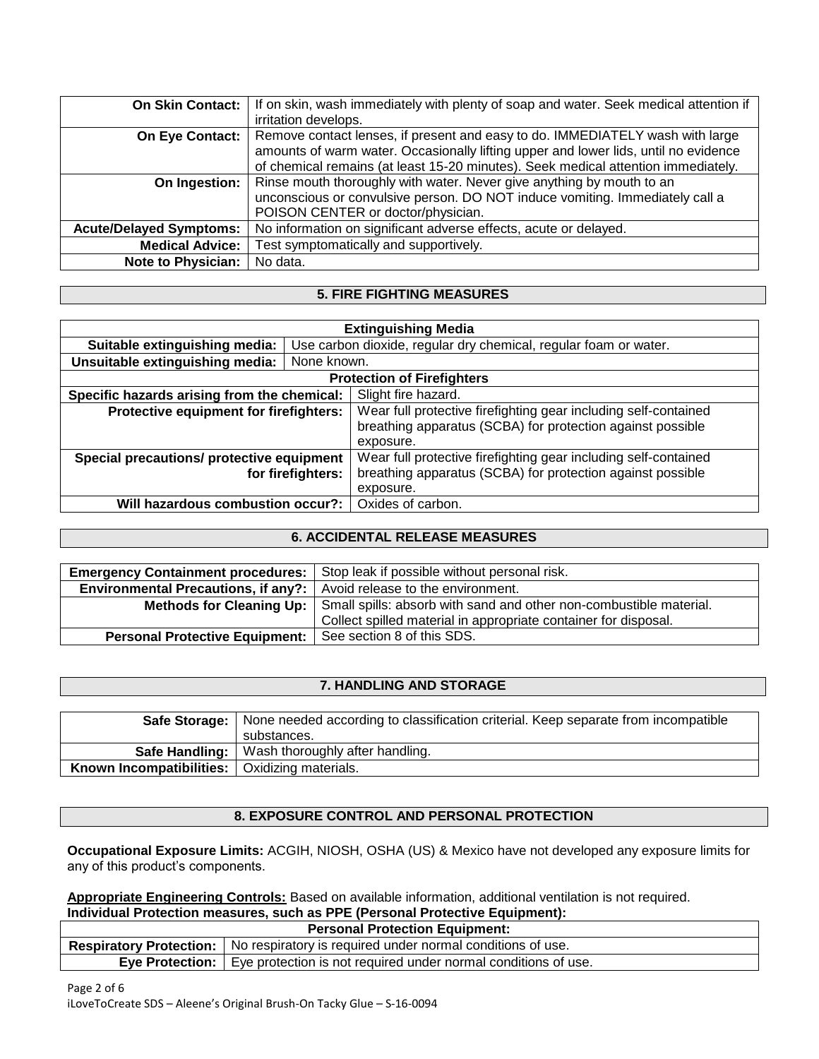| | |
|---|---|
| **On Skin Contact:** | If on skin, wash immediately with plenty of soap and water. Seek medical attention if irritation develops. |
| **On Eye Contact:** | Remove contact lenses, if present and easy to do. IMMEDIATELY wash with large amounts of warm water. Occasionally lifting upper and lower lids, until no evidence of chemical remains (at least 15-20 minutes). Seek medical attention immediately. |
| **On Ingestion:** | Rinse mouth thoroughly with water. Never give anything by mouth to an unconscious or convulsive person. DO NOT induce vomiting. Immediately call a POISON CENTER or doctor/physician. |
| **Acute/Delayed Symptoms:** | No information on significant adverse effects, acute or delayed. |
| **Medical Advice:** | Test symptomatically and supportively. |
| **Note to Physician:** | No data. |

## 5. FIRE FIGHTING MEASURES

| **Extinguishing Media** | |
|---|---|
| **Suitable extinguishing media:** | Use carbon dioxide, regular dry chemical, regular foam or water. |
| **Unsuitable extinguishing media:** | None known. |
| **Protection of Firefighters** | |
| **Specific hazards arising from the chemical:** | Slight fire hazard. |
| **Protective equipment for firefighters:** | Wear full protective firefighting gear including self-contained breathing apparatus (SCBA) for protection against possible exposure. |
| **Special precautions/ protective equipment for firefighters:** | Wear full protective firefighting gear including self-contained breathing apparatus (SCBA) for protection against possible exposure. |
| **Will hazardous combustion occur?:** | Oxides of carbon. |

## 6. ACCIDENTAL RELEASE MEASURES

| | |
|---|---|
| **Emergency Containment procedures:** | Stop leak if possible without personal risk. |
| **Environmental Precautions, if any?:** | Avoid release to the environment. |
| **Methods for Cleaning Up:** | Small spills: absorb with sand and other non-combustible material. Collect spilled material in appropriate container for disposal. |
| **Personal Protective Equipment:** | See section 8 of this SDS. |

## 7. HANDLING AND STORAGE

| | |
|---|---|
| **Safe Storage:** | None needed according to classification criterial. Keep separate from incompatible substances. |
| **Safe Handling:** | Wash thoroughly after handling. |
| **Known Incompatibilities:** | Oxidizing materials. |

## 8. EXPOSURE CONTROL AND PERSONAL PROTECTION

**Occupational Exposure Limits:** ACGIH, NIOSH, OSHA (US) & Mexico have not developed any exposure limits for any of this product's components.

**Appropriate Engineering Controls:** Based on available information, additional ventilation is not required.
**Individual Protection measures, such as PPE (Personal Protective Equipment):**

| **Personal Protection Equipment:** | |
|---|---|
| **Respiratory Protection:** | No respiratory is required under normal conditions of use. |
| **Eye Protection:** | Eye protection is not required under normal conditions of use. |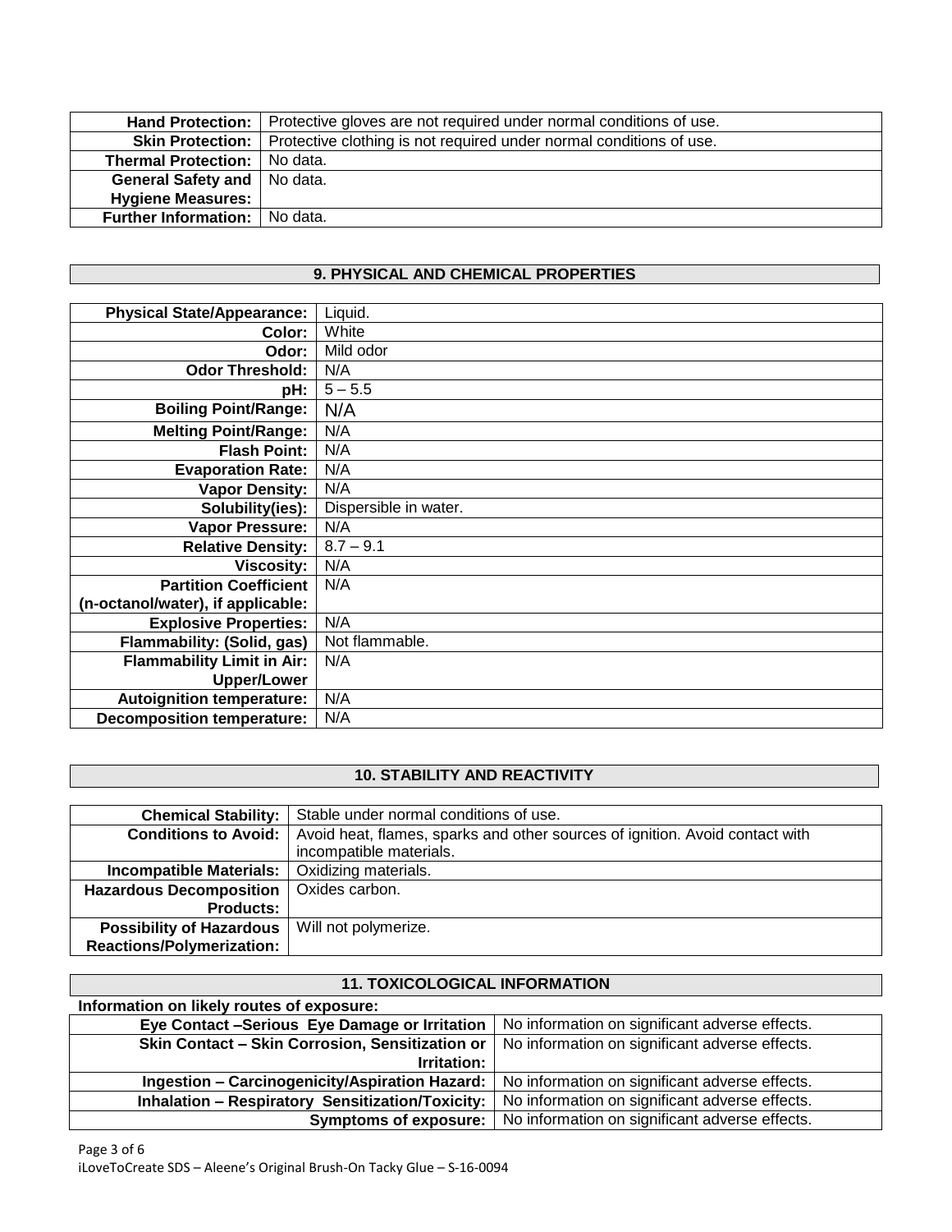| | |
|---|---|
| **Hand Protection:** | Protective gloves are not required under normal conditions of use. |
| **Skin Protection:** | Protective clothing is not required under normal conditions of use. |
| **Thermal Protection:** | No data. |
| **General Safety and Hygiene Measures:** | No data. |
| **Further Information:** | No data. |

## 9. PHYSICAL AND CHEMICAL PROPERTIES

| | |
|---|---|
| **Physical State/Appearance:** | Liquid. |
| **Color:** | White |
| **Odor:** | Mild odor |
| **Odor Threshold:** | N/A |
| **pH:** | 5 – 5.5 |
| **Boiling Point/Range:** | N/A |
| **Melting Point/Range:** | N/A |
| **Flash Point:** | N/A |
| **Evaporation Rate:** | N/A |
| **Vapor Density:** | N/A |
| **Solubility(ies):** | Dispersible in water. |
| **Vapor Pressure:** | N/A |
| **Relative Density:** | 8.7 – 9.1 |
| **Viscosity:** | N/A |
| **Partition Coefficient (n-octanol/water), if applicable:** | N/A |
| **Explosive Properties:** | N/A |
| **Flammability: (Solid, gas)** | Not flammable. |
| **Flammability Limit in Air: Upper/Lower** | N/A |
| **Autoignition temperature:** | N/A |
| **Decomposition temperature:** | N/A |

## 10. STABILITY AND REACTIVITY

| | |
|---|---|
| **Chemical Stability:** | Stable under normal conditions of use. |
| **Conditions to Avoid:** | Avoid heat, flames, sparks and other sources of ignition. Avoid contact with incompatible materials. |
| **Incompatible Materials:** | Oxidizing materials. |
| **Hazardous Decomposition Products:** | Oxides carbon. |
| **Possibility of Hazardous Reactions/Polymerization:** | Will not polymerize. |

## 11. TOXICOLOGICAL INFORMATION

**Information on likely routes of exposure:**

| | |
|---|---|
| **Eye Contact –Serious Eye Damage or Irritation** | No information on significant adverse effects. |
| **Skin Contact – Skin Corrosion, Sensitization or Irritation:** | No information on significant adverse effects. |
| **Ingestion – Carcinogenicity/Aspiration Hazard:** | No information on significant adverse effects. |
| **Inhalation – Respiratory Sensitization/Toxicity:** | No information on significant adverse effects. |
| **Symptoms of exposure:** | No information on significant adverse effects. |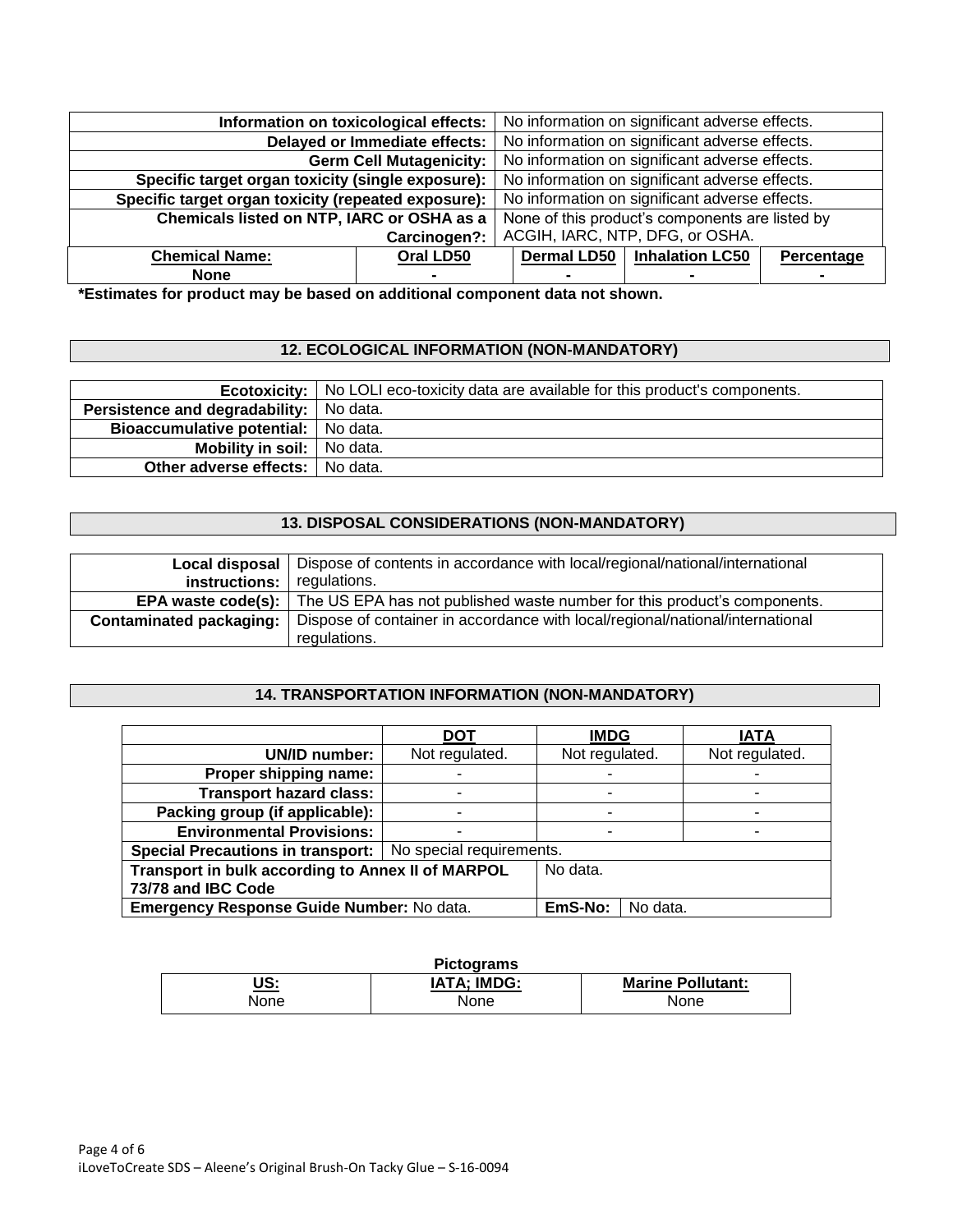| Information on toxicological effects: | No information on significant adverse effects. |
|---|---|
| Delayed or Immediate effects: | No information on significant adverse effects. |
| Germ Cell Mutagenicity: | No information on significant adverse effects. |
| Specific target organ toxicity (single exposure): | No information on significant adverse effects. |
| Specific target organ toxicity (repeated exposure): | No information on significant adverse effects. |
| Chemicals listed on NTP, IARC or OSHA as a Carcinogen?: | None of this product's components are listed by ACGIH, IARC, NTP, DFG, or OSHA. |

| Chemical Name: | Oral LD50 | Dermal LD50 | Inhalation LC50 | Percentage |
|---|---|---|---|---|
| None | - | - | - | - |

**\*Estimates for product may be based on additional component data not shown.**

## 12. ECOLOGICAL INFORMATION (NON-MANDATORY)

| Ecotoxicity: | No LOLI eco-toxicity data are available for this product's components. |
|---|---|
| Persistence and degradability: | No data. |
| Bioaccumulative potential: | No data. |
| Mobility in soil: | No data. |
| Other adverse effects: | No data. |

## 13. DISPOSAL CONSIDERATIONS (NON-MANDATORY)

| Local disposal instructions: | Dispose of contents in accordance with local/regional/national/international regulations. |
|---|---|
| EPA waste code(s): | The US EPA has not published waste number for this product's components. |
| Contaminated packaging: | Dispose of container in accordance with local/regional/national/international regulations. |

## 14. TRANSPORTATION INFORMATION (NON-MANDATORY)

| | DOT | IMDG | IATA |
|---|---|---|---|
| UN/ID number: | Not regulated. | Not regulated. | Not regulated. |
| Proper shipping name: | - | - | - |
| Transport hazard class: | - | - | - |
| Packing group (if applicable): | - | - | - |
| Environmental Provisions: | - | - | - |
| Special Precautions in transport: | No special requirements. | | |
| Transport in bulk according to Annex II of MARPOL 73/78 and IBC Code | | No data. | |
| Emergency Response Guide Number: No data. | | EmS-No: | No data. |

**Pictograms**

| US: | IATA; IMDG: | Marine Pollutant: |
|---|---|---|
| None | None | None |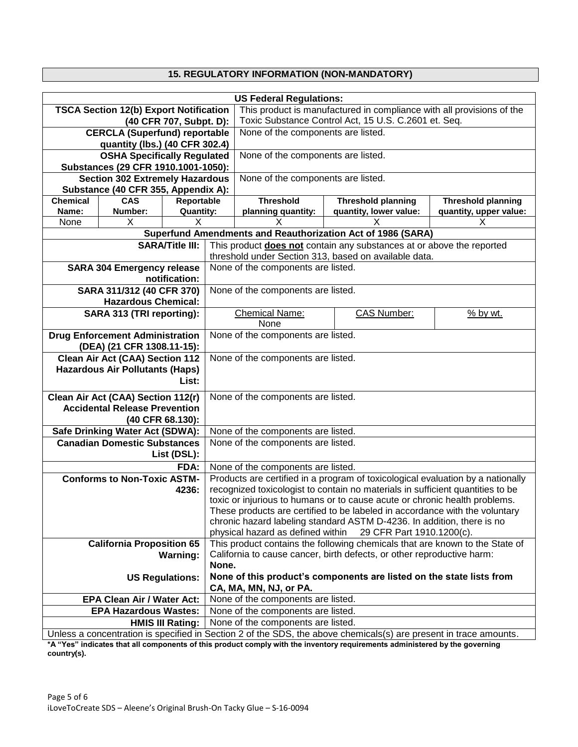## 15. REGULATORY INFORMATION (NON-MANDATORY)

| US Federal Regulations: | | | | | |
|---|---|---|---|---|---|
| TSCA Section 12(b) Export Notification (40 CFR 707, Subpt. D): | | | This product is manufactured in compliance with all provisions of the Toxic Substance Control Act, 15 U.S. C.2601 et. Seq. | | |
| CERCLA (Superfund) reportable quantity (lbs.) (40 CFR 302.4) | | | None of the components are listed. | | |
| OSHA Specifically Regulated Substances (29 CFR 1910.1001-1050): | | | None of the components are listed. | | |
| Section 302 Extremely Hazardous Substance (40 CFR 355, Appendix A): | | | None of the components are listed. | | |
| **Chemical Name:** | **CAS Number:** | **Reportable Quantity:** | **Threshold planning quantity:** | **Threshold planning quantity, lower value:** | **Threshold planning quantity, upper value:** |
| None | X | X | X | X | X |

| Superfund Amendments and Reauthorization Act of 1986 (SARA) | | | |
|---|---|---|---|
| **SARA/Title III:** | This product **does not** contain any substances at or above the reported threshold under Section 313, based on available data. | | |
| **SARA 304 Emergency release notification:** | None of the components are listed. | | |
| **SARA 311/312 (40 CFR 370) Hazardous Chemical:** | None of the components are listed. | | |
| **SARA 313 (TRI reporting):** | Chemical Name: None | CAS Number: | % by wt. |
| **Drug Enforcement Administration (DEA) (21 CFR 1308.11-15):** | None of the components are listed. | | |
| **Clean Air Act (CAA) Section 112 Hazardous Air Pollutants (Haps) List:** | None of the components are listed. | | |
| **Clean Air Act (CAA) Section 112(r) Accidental Release Prevention (40 CFR 68.130):** | None of the components are listed. | | |
| **Safe Drinking Water Act (SDWA):** | None of the components are listed. | | |
| **Canadian Domestic Substances List (DSL):** | None of the components are listed. | | |
| **FDA:** | None of the components are listed. | | |
| **Conforms to Non-Toxic ASTM-4236:** | Products are certified in a program of toxicological evaluation by a nationally recognized toxicologist to contain no materials in sufficient quantities to be toxic or injurious to humans or to cause acute or chronic health problems. These products are certified to be labeled in accordance with the voluntary chronic hazard labeling standard ASTM D-4236. In addition, there is no physical hazard as defined within 29 CFR Part 1910.1200(c). | | |
| **California Proposition 65 Warning:** | This product contains the following chemicals that are known to the State of California to cause cancer, birth defects, or other reproductive harm: **None.** | | |
| **US Regulations:** | **None of this product's components are listed on the state lists from CA, MA, MN, NJ, or PA.** | | |
| **EPA Clean Air / Water Act:** | None of the components are listed. | | |
| **EPA Hazardous Wastes:** | None of the components are listed. | | |
| **HMIS III Rating:** | None of the components are listed. | | |

Unless a concentration is specified in Section 2 of the SDS, the above chemicals(s) are present in trace amounts.

**\*A "Yes" indicates that all components of this product comply with the inventory requirements administered by the governing country(s).**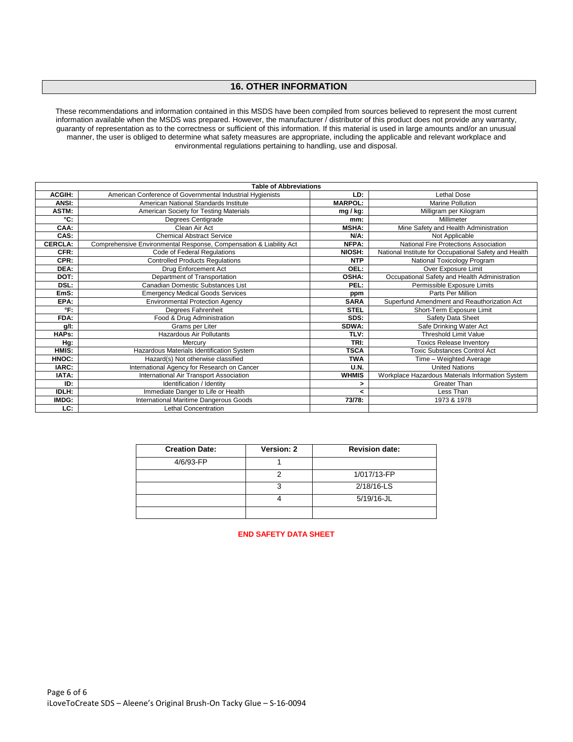## 16. OTHER INFORMATION

These recommendations and information contained in this MSDS have been compiled from sources believed to represent the most current information available when the MSDS was prepared. However, the manufacturer / distributor of this product does not provide any warranty, guaranty of representation as to the correctness or sufficient of this information. If this material is used in large amounts and/or an unusual manner, the user is obliged to determine what safety measures are appropriate, including the applicable and relevant workplace and environmental regulations pertaining to handling, use and disposal.

| Table of Abbreviations | | | |
|---|---|---|---|
| **ACGIH:** | American Conference of Governmental Industrial Hygienists | **LD:** | Lethal Dose |
| **ANSI:** | American National Standards Institute | **MARPOL:** | Marine Pollution |
| **ASTM:** | American Society for Testing Materials | **mg / kg:** | Milligram per Kilogram |
| **°C:** | Degrees Centigrade | **mm:** | Millimeter |
| **CAA:** | Clean Air Act | **MSHA:** | Mine Safety and Health Administration |
| **CAS:** | Chemical Abstract Service | **N/A:** | Not Applicable |
| **CERCLA:** | Comprehensive Environmental Response, Compensation & Liability Act | **NFPA:** | National Fire Protections Association |
| **CFR:** | Code of Federal Regulations | **NIOSH:** | National Institute for Occupational Safety and Health |
| **CPR:** | Controlled Products Regulations | **NTP** | National Toxicology Program |
| **DEA:** | Drug Enforcement Act | **OEL:** | Over Exposure Limit |
| **DOT:** | Department of Transportation | **OSHA:** | Occupational Safety and Health Administration |
| **DSL:** | Canadian Domestic Substances List | **PEL:** | Permissible Exposure Limits |
| **EmS:** | Emergency Medical Goods Services | **ppm** | Parts Per Million |
| **EPA:** | Environmental Protection Agency | **SARA** | Superfund Amendment and Reauthorization Act |
| **°F:** | Degrees Fahrenheit | **STEL** | Short-Term Exposure Limit |
| **FDA:** | Food & Drug Administration | **SDS:** | Safety Data Sheet |
| **g/l:** | Grams per Liter | **SDWA:** | Safe Drinking Water Act |
| **HAPs:** | Hazardous Air Pollutants | **TLV:** | Threshold Limit Value |
| **Hg:** | Mercury | **TRI:** | Toxics Release Inventory |
| **HMIS:** | Hazardous Materials Identification System | **TSCA** | Toxic Substances Control Act |
| **HNOC:** | Hazard(s) Not otherwise classified | **TWA** | Time – Weighted Average |
| **IARC:** | International Agency for Research on Cancer | **U.N.** | United Nations |
| **IATA:** | International Air Transport Association | **WHMIS** | Workplace Hazardous Materials Information System |
| **ID:** | Identification / Identity | **>** | Greater Than |
| **IDLH:** | Immediate Danger to Life or Health | **<** | Less Than |
| **IMDG:** | International Maritime Dangerous Goods | **73/78:** | 1973 & 1978 |
| **LC:** | Lethal Concentration | | |

| Creation Date: | Version: 2 | Revision date: |
|---|---|---|
| 4/6/93-FP | 1 | |
| | 2 | 1/017/13-FP |
| | 3 | 2/18/16-LS |
| | 4 | 5/19/16-JL |
| | | |

**END SAFETY DATA SHEET**